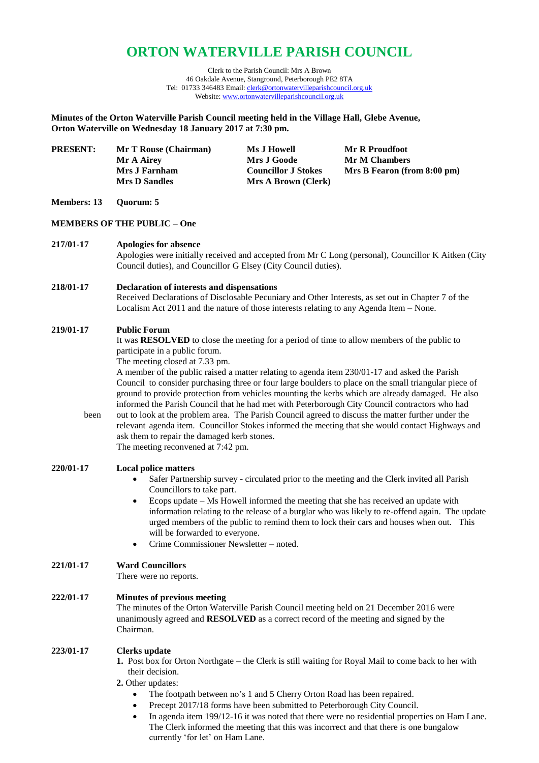# ORTON WATERVILLE PARISH COUNCIL

Clerk to the Parish Council: Mrs A Brown
46 Oakdale Avenue, Stanground, Peterborough PE2 8TA
Tel: 01733 346483 Email: clerk@ortonwatervilleparishcouncil.org.uk
Website: www.ortonwatervilleparishcouncil.org.uk

**Minutes of the Orton Waterville Parish Council meeting held in the Village Hall, Glebe Avenue, Orton Waterville on Wednesday 18 January 2017 at 7:30 pm.**

| | | | |
|---|---|---|---|
| **PRESENT:** | **Mr T Rouse (Chairman)** | **Ms J Howell** | **Mr R Proudfoot** |
| | **Mr A Airey** | **Mrs J Goode** | **Mr M Chambers** |
| | **Mrs J Farnham** | **Councillor J Stokes** | **Mrs B Fearon (from 8:00 pm)** |
| | **Mrs D Sandles** | **Mrs A Brown (Clerk)** | |

**Members: 13 Quorum: 5**

**MEMBERS OF THE PUBLIC – One**

**217/01-17 Apologies for absence**

Apologies were initially received and accepted from Mr C Long (personal), Councillor K Aitken (City Council duties), and Councillor G Elsey (City Council duties).

**218/01-17 Declaration of interests and dispensations**

Received Declarations of Disclosable Pecuniary and Other Interests, as set out in Chapter 7 of the Localism Act 2011 and the nature of those interests relating to any Agenda Item – None.

**219/01-17 Public Forum**

It was **RESOLVED** to close the meeting for a period of time to allow members of the public to participate in a public forum.

The meeting closed at 7.33 pm.

A member of the public raised a matter relating to agenda item 230/01-17 and asked the Parish Council to consider purchasing three or four large boulders to place on the small triangular piece of ground to provide protection from vehicles mounting the kerbs which are already damaged. He also informed the Parish Council that he had met with Peterborough City Council contractors who had been out to look at the problem area. The Parish Council agreed to discuss the matter further under the relevant agenda item. Councillor Stokes informed the meeting that she would contact Highways and ask them to repair the damaged kerb stones.

The meeting reconvened at 7:42 pm.

**220/01-17 Local police matters**

- Safer Partnership survey - circulated prior to the meeting and the Clerk invited all Parish Councillors to take part.
- Ecops update – Ms Howell informed the meeting that she has received an update with information relating to the release of a burglar who was likely to re-offend again. The update urged members of the public to remind them to lock their cars and houses when out. This will be forwarded to everyone.
- Crime Commissioner Newsletter – noted.

**221/01-17 Ward Councillors**

There were no reports.

**222/01-17 Minutes of previous meeting**

The minutes of the Orton Waterville Parish Council meeting held on 21 December 2016 were unanimously agreed and **RESOLVED** as a correct record of the meeting and signed by the Chairman.

**223/01-17 Clerks update**

**1.** Post box for Orton Northgate – the Clerk is still waiting for Royal Mail to come back to her with their decision.

**2.** Other updates:

- The footpath between no's 1 and 5 Cherry Orton Road has been repaired.
- Precept 2017/18 forms have been submitted to Peterborough City Council.
- In agenda item 199/12-16 it was noted that there were no residential properties on Ham Lane. The Clerk informed the meeting that this was incorrect and that there is one bungalow currently 'for let' on Ham Lane.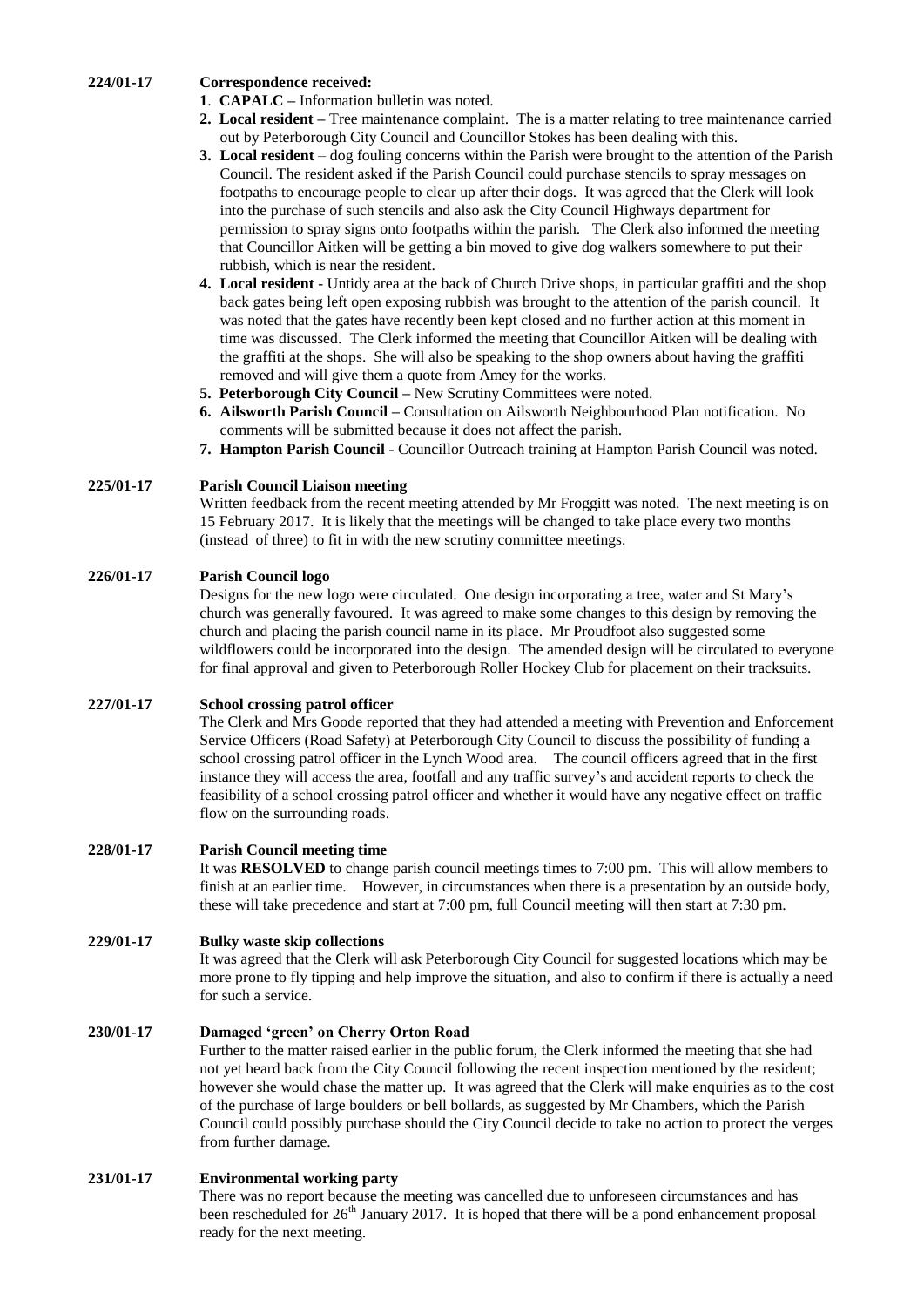**224/01-17 Correspondence received:**

1. **CAPALC –** Information bulletin was noted.
2. **Local resident –** Tree maintenance complaint. The is a matter relating to tree maintenance carried out by Peterborough City Council and Councillor Stokes has been dealing with this.
3. **Local resident** – dog fouling concerns within the Parish were brought to the attention of the Parish Council. The resident asked if the Parish Council could purchase stencils to spray messages on footpaths to encourage people to clear up after their dogs. It was agreed that the Clerk will look into the purchase of such stencils and also ask the City Council Highways department for permission to spray signs onto footpaths within the parish. The Clerk also informed the meeting that Councillor Aitken will be getting a bin moved to give dog walkers somewhere to put their rubbish, which is near the resident.
4. **Local resident** - Untidy area at the back of Church Drive shops, in particular graffiti and the shop back gates being left open exposing rubbish was brought to the attention of the parish council. It was noted that the gates have recently been kept closed and no further action at this moment in time was discussed. The Clerk informed the meeting that Councillor Aitken will be dealing with the graffiti at the shops. She will also be speaking to the shop owners about having the graffiti removed and will give them a quote from Amey for the works.
5. **Peterborough City Council –** New Scrutiny Committees were noted.
6. **Ailsworth Parish Council –** Consultation on Ailsworth Neighbourhood Plan notification. No comments will be submitted because it does not affect the parish.
7. **Hampton Parish Council -** Councillor Outreach training at Hampton Parish Council was noted.

**225/01-17 Parish Council Liaison meeting**

Written feedback from the recent meeting attended by Mr Froggitt was noted. The next meeting is on 15 February 2017. It is likely that the meetings will be changed to take place every two months (instead of three) to fit in with the new scrutiny committee meetings.

**226/01-17 Parish Council logo**

Designs for the new logo were circulated. One design incorporating a tree, water and St Mary's church was generally favoured. It was agreed to make some changes to this design by removing the church and placing the parish council name in its place. Mr Proudfoot also suggested some wildflowers could be incorporated into the design. The amended design will be circulated to everyone for final approval and given to Peterborough Roller Hockey Club for placement on their tracksuits.

**227/01-17 School crossing patrol officer**

The Clerk and Mrs Goode reported that they had attended a meeting with Prevention and Enforcement Service Officers (Road Safety) at Peterborough City Council to discuss the possibility of funding a school crossing patrol officer in the Lynch Wood area. The council officers agreed that in the first instance they will access the area, footfall and any traffic survey's and accident reports to check the feasibility of a school crossing patrol officer and whether it would have any negative effect on traffic flow on the surrounding roads.

**228/01-17 Parish Council meeting time**

It was **RESOLVED** to change parish council meetings times to 7:00 pm. This will allow members to finish at an earlier time. However, in circumstances when there is a presentation by an outside body, these will take precedence and start at 7:00 pm, full Council meeting will then start at 7:30 pm.

**229/01-17 Bulky waste skip collections**

It was agreed that the Clerk will ask Peterborough City Council for suggested locations which may be more prone to fly tipping and help improve the situation, and also to confirm if there is actually a need for such a service.

**230/01-17 Damaged 'green' on Cherry Orton Road**

Further to the matter raised earlier in the public forum, the Clerk informed the meeting that she had not yet heard back from the City Council following the recent inspection mentioned by the resident; however she would chase the matter up. It was agreed that the Clerk will make enquiries as to the cost of the purchase of large boulders or bell bollards, as suggested by Mr Chambers, which the Parish Council could possibly purchase should the City Council decide to take no action to protect the verges from further damage.

**231/01-17 Environmental working party**

There was no report because the meeting was cancelled due to unforeseen circumstances and has been rescheduled for 26th January 2017. It is hoped that there will be a pond enhancement proposal ready for the next meeting.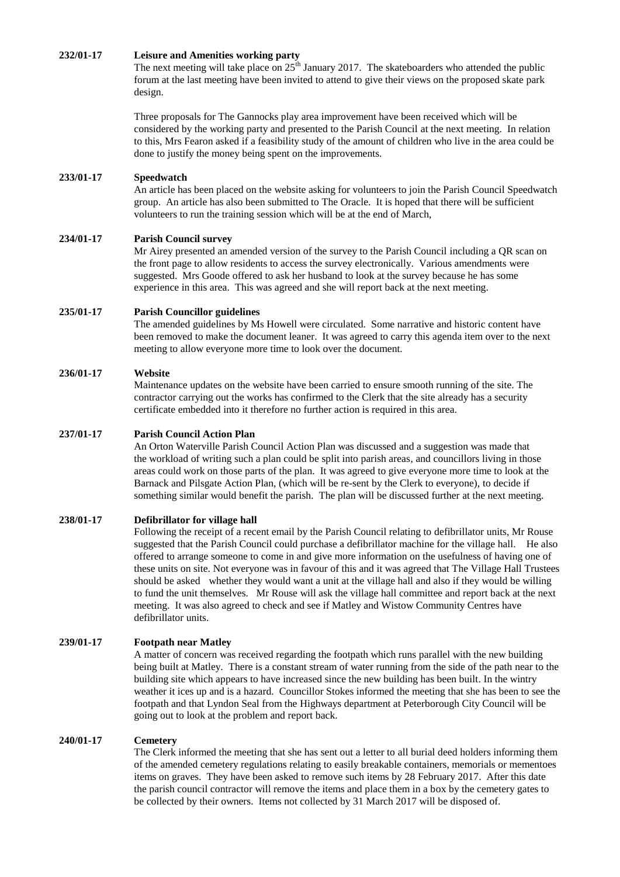**232/01-17 Leisure and Amenities working party**

The next meeting will take place on 25th January 2017. The skateboarders who attended the public forum at the last meeting have been invited to attend to give their views on the proposed skate park design.

Three proposals for The Gannocks play area improvement have been received which will be considered by the working party and presented to the Parish Council at the next meeting. In relation to this, Mrs Fearon asked if a feasibility study of the amount of children who live in the area could be done to justify the money being spent on the improvements.

**233/01-17 Speedwatch**

An article has been placed on the website asking for volunteers to join the Parish Council Speedwatch group. An article has also been submitted to The Oracle. It is hoped that there will be sufficient volunteers to run the training session which will be at the end of March,

**234/01-17 Parish Council survey**

Mr Airey presented an amended version of the survey to the Parish Council including a QR scan on the front page to allow residents to access the survey electronically. Various amendments were suggested. Mrs Goode offered to ask her husband to look at the survey because he has some experience in this area. This was agreed and she will report back at the next meeting.

**235/01-17 Parish Councillor guidelines**

The amended guidelines by Ms Howell were circulated. Some narrative and historic content have been removed to make the document leaner. It was agreed to carry this agenda item over to the next meeting to allow everyone more time to look over the document.

**236/01-17 Website**

Maintenance updates on the website have been carried to ensure smooth running of the site. The contractor carrying out the works has confirmed to the Clerk that the site already has a security certificate embedded into it therefore no further action is required in this area.

**237/01-17 Parish Council Action Plan**

An Orton Waterville Parish Council Action Plan was discussed and a suggestion was made that the workload of writing such a plan could be split into parish areas, and councillors living in those areas could work on those parts of the plan. It was agreed to give everyone more time to look at the Barnack and Pilsgate Action Plan, (which will be re-sent by the Clerk to everyone), to decide if something similar would benefit the parish. The plan will be discussed further at the next meeting.

**238/01-17 Defibrillator for village hall**

Following the receipt of a recent email by the Parish Council relating to defibrillator units, Mr Rouse suggested that the Parish Council could purchase a defibrillator machine for the village hall. He also offered to arrange someone to come in and give more information on the usefulness of having one of these units on site. Not everyone was in favour of this and it was agreed that The Village Hall Trustees should be asked whether they would want a unit at the village hall and also if they would be willing to fund the unit themselves. Mr Rouse will ask the village hall committee and report back at the next meeting. It was also agreed to check and see if Matley and Wistow Community Centres have defibrillator units.

**239/01-17 Footpath near Matley**

A matter of concern was received regarding the footpath which runs parallel with the new building being built at Matley. There is a constant stream of water running from the side of the path near to the building site which appears to have increased since the new building has been built. In the wintry weather it ices up and is a hazard. Councillor Stokes informed the meeting that she has been to see the footpath and that Lyndon Seal from the Highways department at Peterborough City Council will be going out to look at the problem and report back.

**240/01-17 Cemetery**

The Clerk informed the meeting that she has sent out a letter to all burial deed holders informing them of the amended cemetery regulations relating to easily breakable containers, memorials or mementoes items on graves. They have been asked to remove such items by 28 February 2017. After this date the parish council contractor will remove the items and place them in a box by the cemetery gates to be collected by their owners. Items not collected by 31 March 2017 will be disposed of.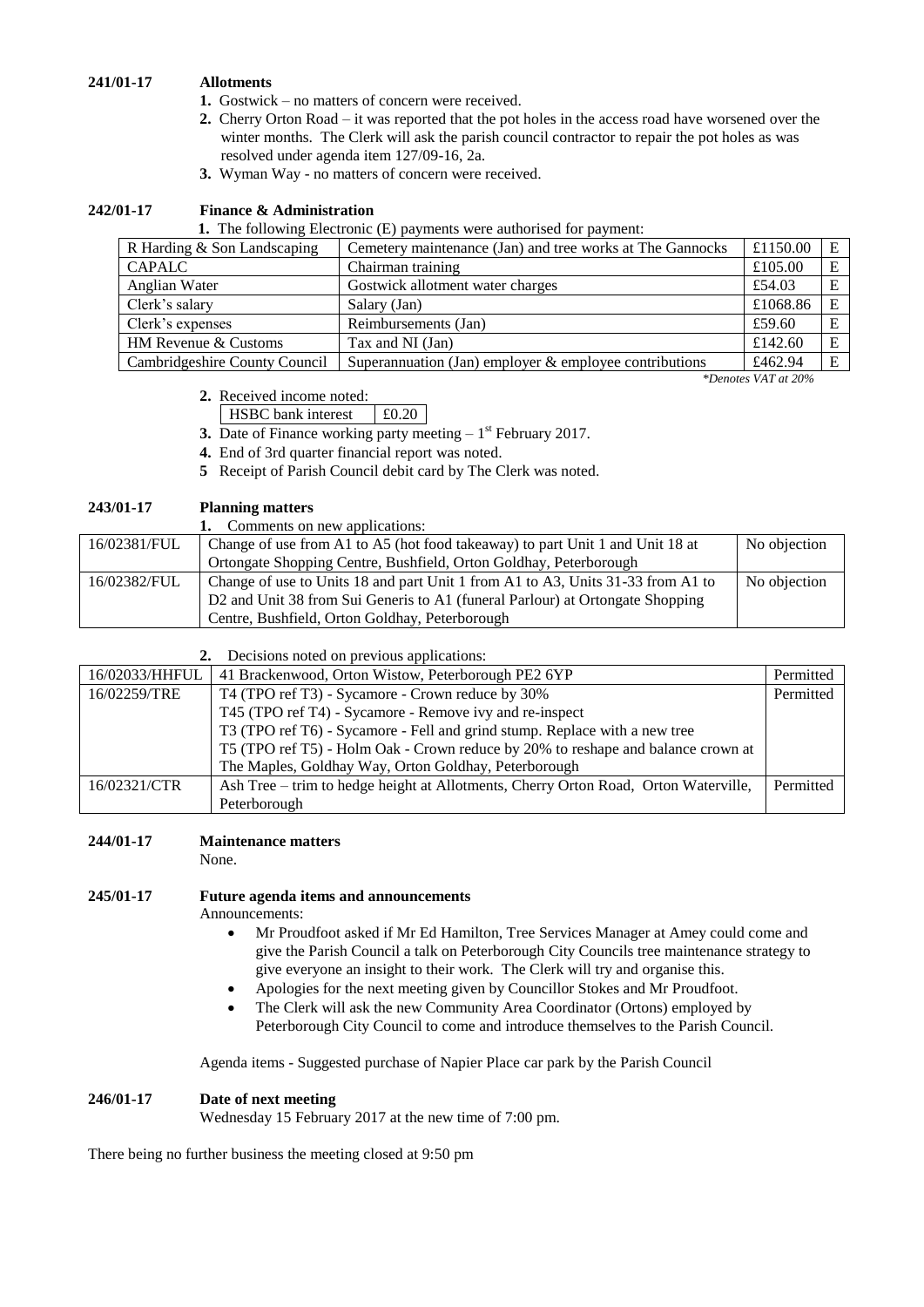**241/01-17 Allotments**

1. Gostwick – no matters of concern were received.
2. Cherry Orton Road – it was reported that the pot holes in the access road have worsened over the winter months. The Clerk will ask the parish council contractor to repair the pot holes as was resolved under agenda item 127/09-16, 2a.
3. Wyman Way - no matters of concern were received.

**242/01-17 Finance & Administration**

1. The following Electronic (E) payments were authorised for payment:

| | | | |
|---|---|---|---|
| R Harding & Son Landscaping | Cemetery maintenance (Jan) and tree works at The Gannocks | £1150.00 | E |
| CAPALC | Chairman training | £105.00 | E |
| Anglian Water | Gostwick allotment water charges | £54.03 | E |
| Clerk's salary | Salary (Jan) | £1068.86 | E |
| Clerk's expenses | Reimbursements (Jan) | £59.60 | E |
| HM Revenue & Customs | Tax and NI (Jan) | £142.60 | E |
| Cambridgeshire County Council | Superannuation (Jan) employer & employee contributions | £462.94 | E |

*\*Denotes VAT at 20%*

2. Received income noted:

| | |
|---|---|
| HSBC bank interest | £0.20 |

3. Date of Finance working party meeting – 1st February 2017.
4. End of 3rd quarter financial report was noted.
5. Receipt of Parish Council debit card by The Clerk was noted.

**243/01-17 Planning matters**

1. Comments on new applications:

| | | |
|---|---|---|
| 16/02381/FUL | Change of use from A1 to A5 (hot food takeaway) to part Unit 1 and Unit 18 at Ortongate Shopping Centre, Bushfield, Orton Goldhay, Peterborough | No objection |
| 16/02382/FUL | Change of use to Units 18 and part Unit 1 from A1 to A3, Units 31-33 from A1 to D2 and Unit 38 from Sui Generis to A1 (funeral Parlour) at Ortongate Shopping Centre, Bushfield, Orton Goldhay, Peterborough | No objection |

2. Decisions noted on previous applications:

| | | |
|---|---|---|
| 16/02033/HHFUL | 41 Brackenwood, Orton Wistow, Peterborough PE2 6YP | Permitted |
| 16/02259/TRE | T4 (TPO ref T3) - Sycamore - Crown reduce by 30%<br>T45 (TPO ref T4) - Sycamore - Remove ivy and re-inspect<br>T3 (TPO ref T6) - Sycamore - Fell and grind stump. Replace with a new tree<br>T5 (TPO ref T5) - Holm Oak - Crown reduce by 20% to reshape and balance crown at The Maples, Goldhay Way, Orton Goldhay, Peterborough | Permitted |
| 16/02321/CTR | Ash Tree – trim to hedge height at Allotments, Cherry Orton Road, Orton Waterville, Peterborough | Permitted |

**244/01-17 Maintenance matters**

None.

**245/01-17 Future agenda items and announcements**

Announcements:

- Mr Proudfoot asked if Mr Ed Hamilton, Tree Services Manager at Amey could come and give the Parish Council a talk on Peterborough City Councils tree maintenance strategy to give everyone an insight to their work. The Clerk will try and organise this.
- Apologies for the next meeting given by Councillor Stokes and Mr Proudfoot.
- The Clerk will ask the new Community Area Coordinator (Ortons) employed by Peterborough City Council to come and introduce themselves to the Parish Council.

Agenda items - Suggested purchase of Napier Place car park by the Parish Council

**246/01-17 Date of next meeting**

Wednesday 15 February 2017 at the new time of 7:00 pm.

There being no further business the meeting closed at 9:50 pm